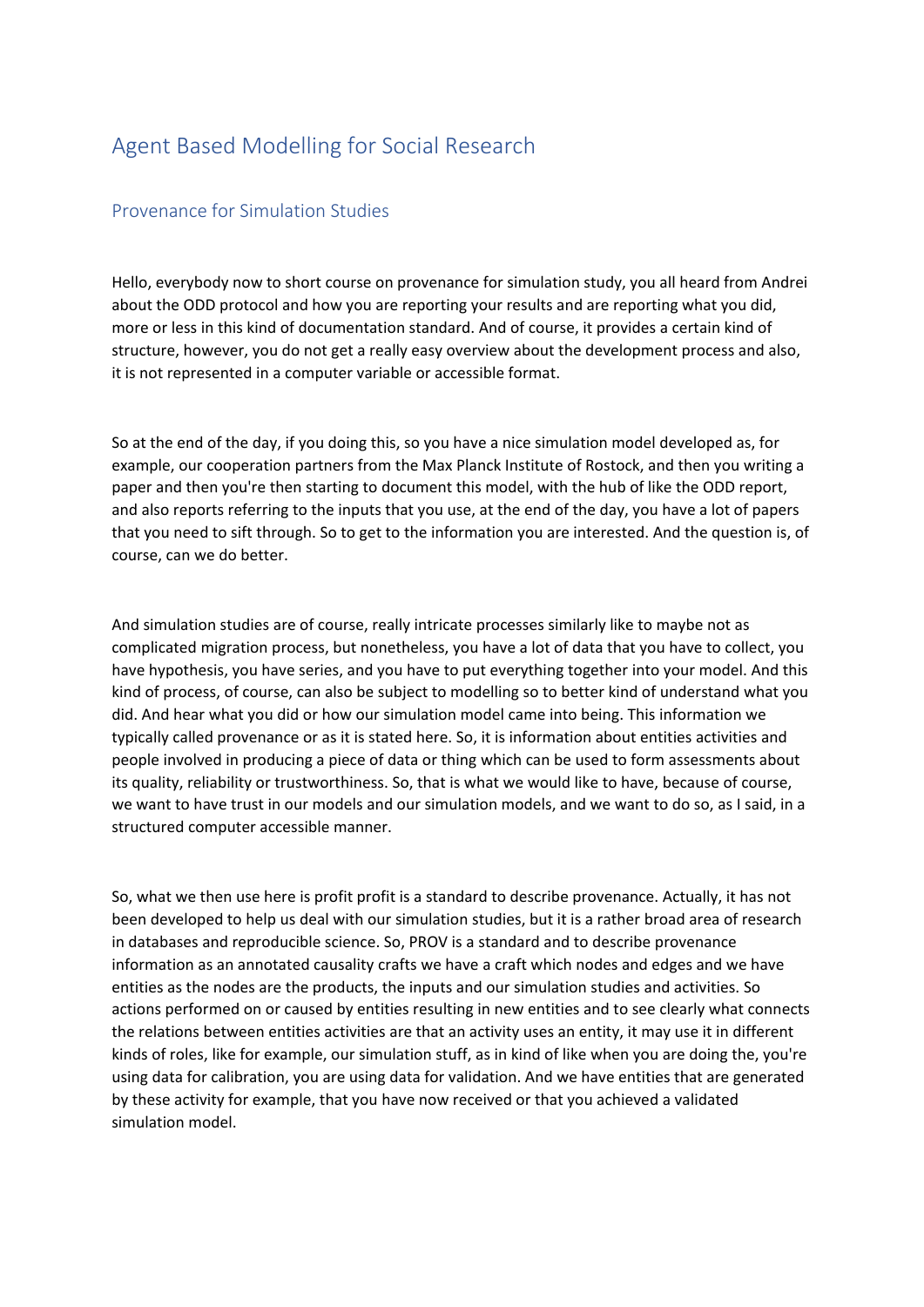# Agent Based Modelling for Social Research

## Provenance for Simulation Studies

Hello, everybody now to short course on provenance for simulation study, you all heard from Andrei about the ODD protocol and how you are reporting your results and are reporting what you did, more or less in this kind of documentation standard. And of course, it provides a certain kind of structure, however, you do not get a really easy overview about the development process and also, it is not represented in a computer variable or accessible format.

So at the end of the day, if you doing this, so you have a nice simulation model developed as, for example, our cooperation partners from the Max Planck Institute of Rostock, and then you writing a paper and then you're then starting to document this model, with the hub of like the ODD report, and also reports referring to the inputs that you use, at the end of the day, you have a lot of papers that you need to sift through. So to get to the information you are interested. And the question is, of course, can we do better.

And simulation studies are of course, really intricate processes similarly like to maybe not as complicated migration process, but nonetheless, you have a lot of data that you have to collect, you have hypothesis, you have series, and you have to put everything together into your model. And this kind of process, of course, can also be subject to modelling so to better kind of understand what you did. And hear what you did or how our simulation model came into being. This information we typically called provenance or as it is stated here. So, it is information about entities activities and people involved in producing a piece of data or thing which can be used to form assessments about its quality, reliability or trustworthiness. So, that is what we would like to have, because of course, we want to have trust in our models and our simulation models, and we want to do so, as I said, in a structured computer accessible manner.

So, what we then use here is profit profit is a standard to describe provenance. Actually, it has not been developed to help us deal with our simulation studies, but it is a rather broad area of research in databases and reproducible science. So, PROV is a standard and to describe provenance information as an annotated causality crafts we have a craft which nodes and edges and we have entities as the nodes are the products, the inputs and our simulation studies and activities. So actions performed on or caused by entities resulting in new entities and to see clearly what connects the relations between entities activities are that an activity uses an entity, it may use it in different kinds of roles, like for example, our simulation stuff, as in kind of like when you are doing the, you're using data for calibration, you are using data for validation. And we have entities that are generated by these activity for example, that you have now received or that you achieved a validated simulation model.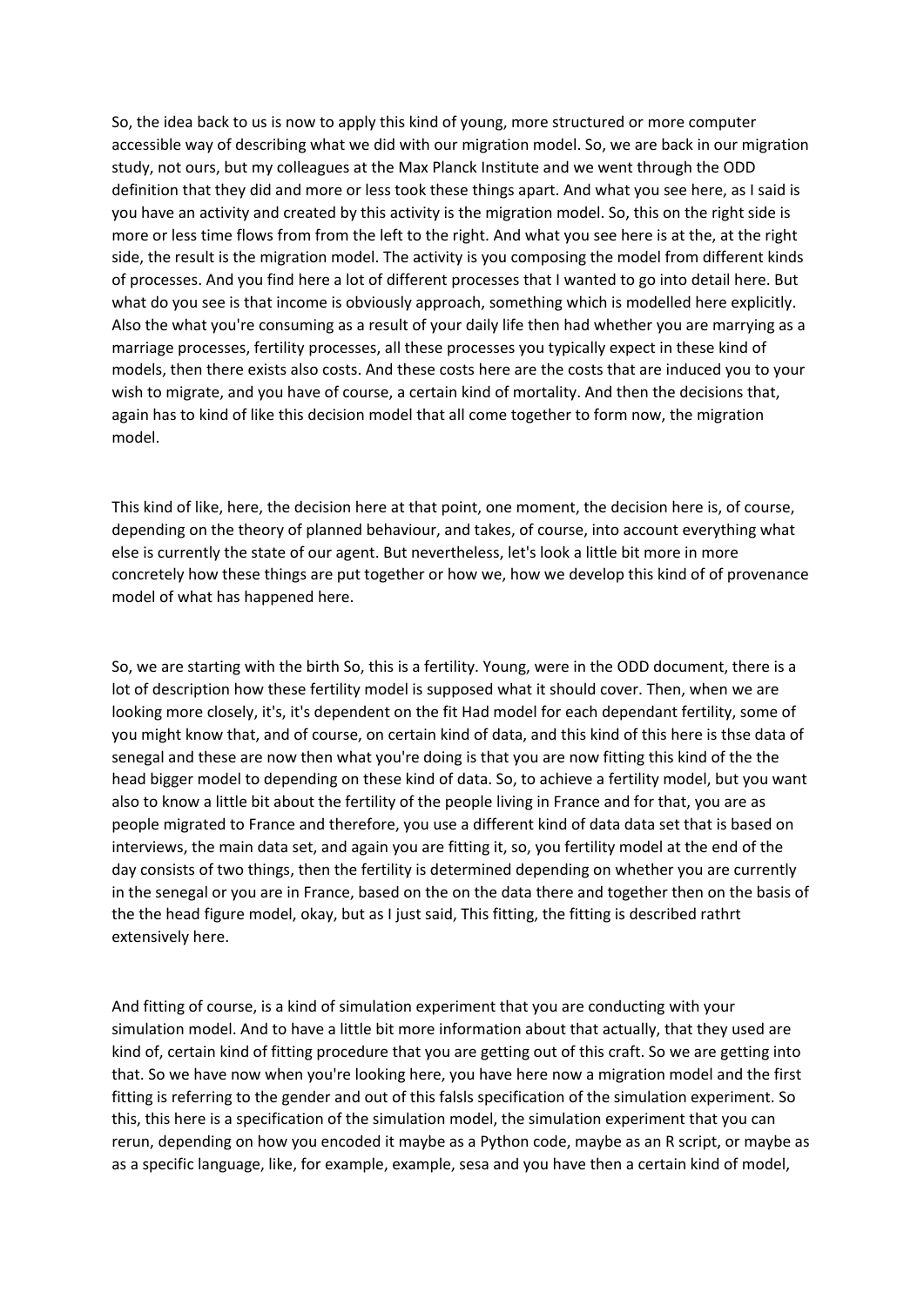So, the idea back to us is now to apply this kind of young, more structured or more computer accessible way of describing what we did with our migration model. So, we are back in our migration study, not ours, but my colleagues at the Max Planck Institute and we went through the ODD definition that they did and more or less took these things apart. And what you see here, as I said is you have an activity and created by this activity is the migration model. So, this on the right side is more or less time flows from from the left to the right. And what you see here is at the, at the right side, the result is the migration model. The activity is you composing the model from different kinds of processes. And you find here a lot of different processes that I wanted to go into detail here. But what do you see is that income is obviously approach, something which is modelled here explicitly. Also the what you're consuming as a result of your daily life then had whether you are marrying as a marriage processes, fertility processes, all these processes you typically expect in these kind of models, then there exists also costs. And these costs here are the costs that are induced you to your wish to migrate, and you have of course, a certain kind of mortality. And then the decisions that, again has to kind of like this decision model that all come together to form now, the migration model.

This kind of like, here, the decision here at that point, one moment, the decision here is, of course, depending on the theory of planned behaviour, and takes, of course, into account everything what else is currently the state of our agent. But nevertheless, let's look a little bit more in more concretely how these things are put together or how we, how we develop this kind of of provenance model of what has happened here.

So, we are starting with the birth So, this is a fertility. Young, were in the ODD document, there is a lot of description how these fertility model is supposed what it should cover. Then, when we are looking more closely, it's, it's dependent on the fit Had model for each dependant fertility, some of you might know that, and of course, on certain kind of data, and this kind of this here is thse data of senegal and these are now then what you're doing is that you are now fitting this kind of the the head bigger model to depending on these kind of data. So, to achieve a fertility model, but you want also to know a little bit about the fertility of the people living in France and for that, you are as people migrated to France and therefore, you use a different kind of data data set that is based on interviews, the main data set, and again you are fitting it, so, you fertility model at the end of the day consists of two things, then the fertility is determined depending on whether you are currently in the senegal or you are in France, based on the on the data there and together then on the basis of the the head figure model, okay, but as I just said, This fitting, the fitting is described rathrt extensively here.

And fitting of course, is a kind of simulation experiment that you are conducting with your simulation model. And to have a little bit more information about that actually, that they used are kind of, certain kind of fitting procedure that you are getting out of this craft. So we are getting into that. So we have now when you're looking here, you have here now a migration model and the first fitting is referring to the gender and out of this falsls specification of the simulation experiment. So this, this here is a specification of the simulation model, the simulation experiment that you can rerun, depending on how you encoded it maybe as a Python code, maybe as an R script, or maybe as as a specific language, like, for example, example, sesa and you have then a certain kind of model,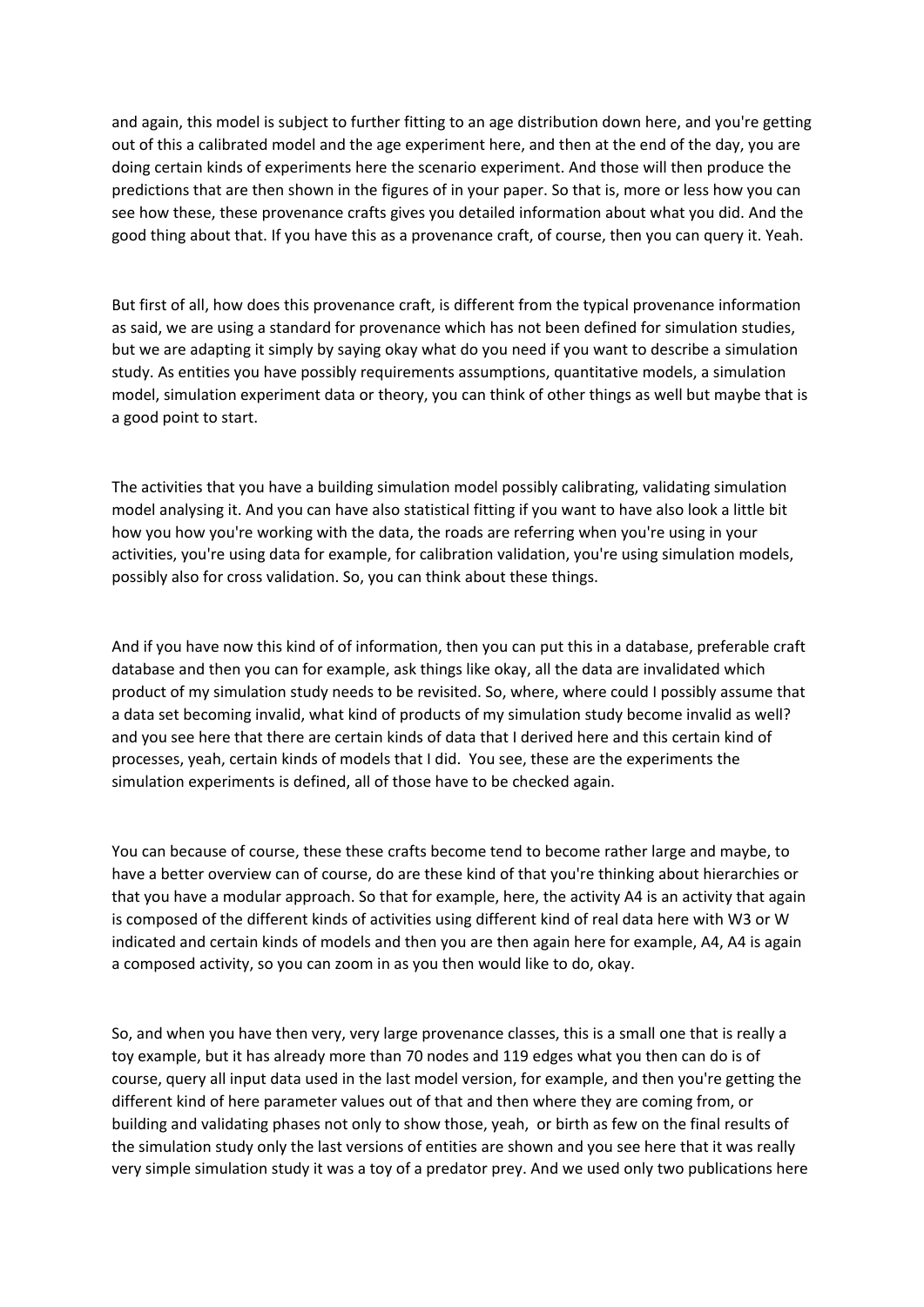and again, this model is subject to further fitting to an age distribution down here, and you're getting out of this a calibrated model and the age experiment here, and then at the end of the day, you are doing certain kinds of experiments here the scenario experiment. And those will then produce the predictions that are then shown in the figures of in your paper. So that is, more or less how you can see how these, these provenance crafts gives you detailed information about what you did. And the good thing about that. If you have this as a provenance craft, of course, then you can query it. Yeah.

But first of all, how does this provenance craft, is different from the typical provenance information as said, we are using a standard for provenance which has not been defined for simulation studies, but we are adapting it simply by saying okay what do you need if you want to describe a simulation study. As entities you have possibly requirements assumptions, quantitative models, a simulation model, simulation experiment data or theory, you can think of other things as well but maybe that is a good point to start.

The activities that you have a building simulation model possibly calibrating, validating simulation model analysing it. And you can have also statistical fitting if you want to have also look a little bit how you how you're working with the data, the roads are referring when you're using in your activities, you're using data for example, for calibration validation, you're using simulation models, possibly also for cross validation. So, you can think about these things.

And if you have now this kind of of information, then you can put this in a database, preferable craft database and then you can for example, ask things like okay, all the data are invalidated which product of my simulation study needs to be revisited. So, where, where could I possibly assume that a data set becoming invalid, what kind of products of my simulation study become invalid as well? and you see here that there are certain kinds of data that I derived here and this certain kind of processes, yeah, certain kinds of models that I did. You see, these are the experiments the simulation experiments is defined, all of those have to be checked again.

You can because of course, these these crafts become tend to become rather large and maybe, to have a better overview can of course, do are these kind of that you're thinking about hierarchies or that you have a modular approach. So that for example, here, the activity A4 is an activity that again is composed of the different kinds of activities using different kind of real data here with W3 or W indicated and certain kinds of models and then you are then again here for example, A4, A4 is again a composed activity, so you can zoom in as you then would like to do, okay.

So, and when you have then very, very large provenance classes, this is a small one that is really a toy example, but it has already more than 70 nodes and 119 edges what you then can do is of course, query all input data used in the last model version, for example, and then you're getting the different kind of here parameter values out of that and then where they are coming from, or building and validating phases not only to show those, yeah, or birth as few on the final results of the simulation study only the last versions of entities are shown and you see here that it was really very simple simulation study it was a toy of a predator prey. And we used only two publications here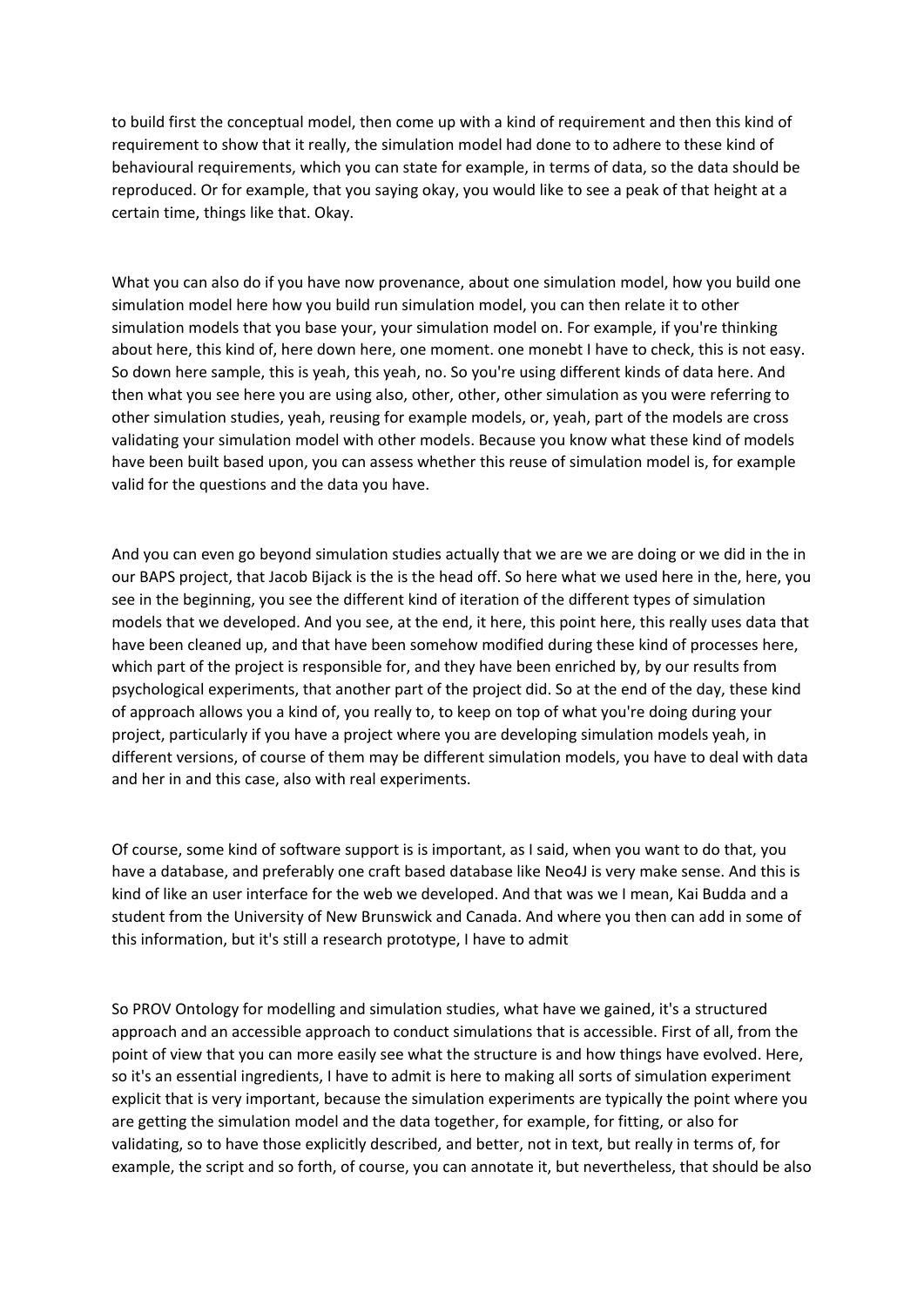to build first the conceptual model, then come up with a kind of requirement and then this kind of requirement to show that it really, the simulation model had done to to adhere to these kind of behavioural requirements, which you can state for example, in terms of data, so the data should be reproduced. Or for example, that you saying okay, you would like to see a peak of that height at a certain time, things like that. Okay.

What you can also do if you have now provenance, about one simulation model, how you build one simulation model here how you build run simulation model, you can then relate it to other simulation models that you base your, your simulation model on. For example, if you're thinking about here, this kind of, here down here, one moment. one monebt I have to check, this is not easy. So down here sample, this is yeah, this yeah, no. So you're using different kinds of data here. And then what you see here you are using also, other, other, other simulation as you were referring to other simulation studies, yeah, reusing for example models, or, yeah, part of the models are cross validating your simulation model with other models. Because you know what these kind of models have been built based upon, you can assess whether this reuse of simulation model is, for example valid for the questions and the data you have.

And you can even go beyond simulation studies actually that we are we are doing or we did in the in our BAPS project, that Jacob Bijack is the is the head off. So here what we used here in the, here, you see in the beginning, you see the different kind of iteration of the different types of simulation models that we developed. And you see, at the end, it here, this point here, this really uses data that have been cleaned up, and that have been somehow modified during these kind of processes here, which part of the project is responsible for, and they have been enriched by, by our results from psychological experiments, that another part of the project did. So at the end of the day, these kind of approach allows you a kind of, you really to, to keep on top of what you're doing during your project, particularly if you have a project where you are developing simulation models yeah, in different versions, of course of them may be different simulation models, you have to deal with data and her in and this case, also with real experiments.

Of course, some kind of software support is is important, as I said, when you want to do that, you have a database, and preferably one craft based database like Neo4J is very make sense. And this is kind of like an user interface for the web we developed. And that was we I mean, Kai Budda and a student from the University of New Brunswick and Canada. And where you then can add in some of this information, but it's still a research prototype, I have to admit

So PROV Ontology for modelling and simulation studies, what have we gained, it's a structured approach and an accessible approach to conduct simulations that is accessible. First of all, from the point of view that you can more easily see what the structure is and how things have evolved. Here, so it's an essential ingredients, I have to admit is here to making all sorts of simulation experiment explicit that is very important, because the simulation experiments are typically the point where you are getting the simulation model and the data together, for example, for fitting, or also for validating, so to have those explicitly described, and better, not in text, but really in terms of, for example, the script and so forth, of course, you can annotate it, but nevertheless, that should be also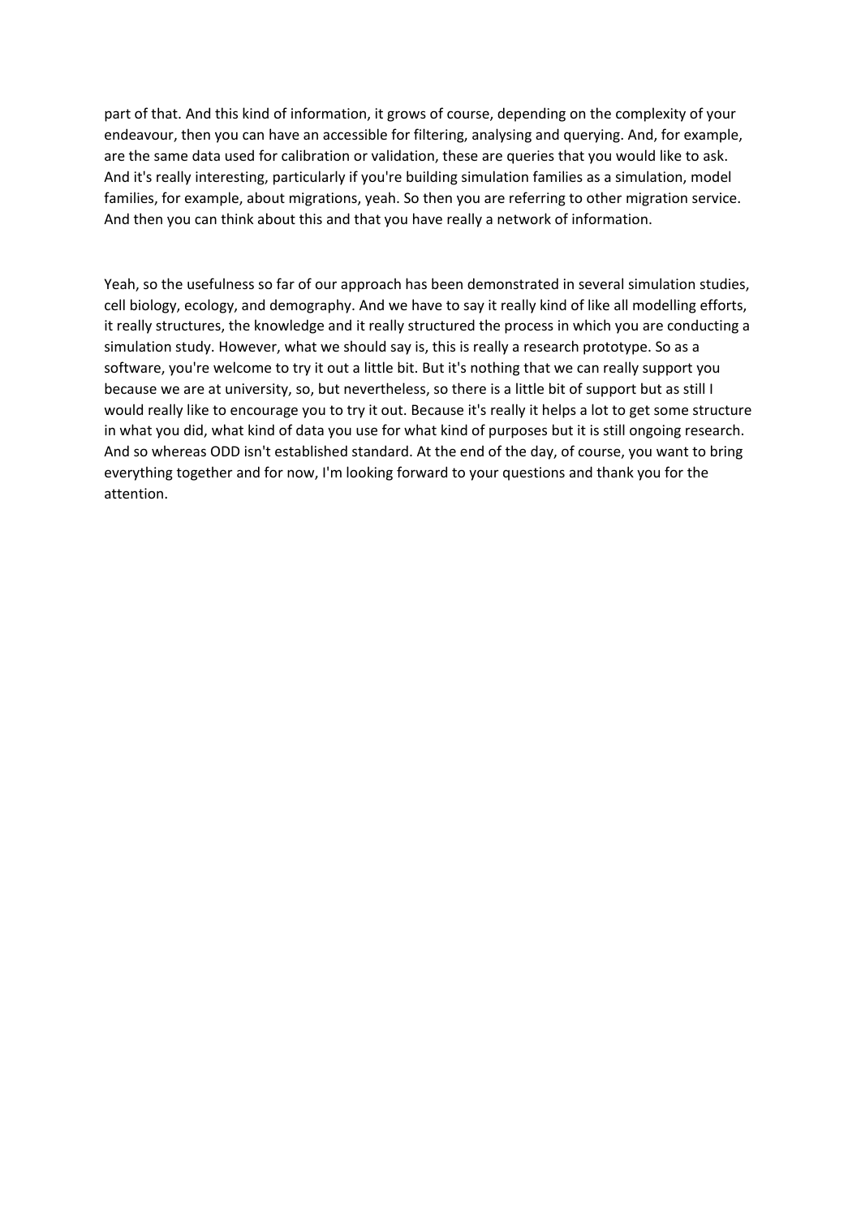part of that. And this kind of information, it grows of course, depending on the complexity of your endeavour, then you can have an accessible for filtering, analysing and querying. And, for example, are the same data used for calibration or validation, these are queries that you would like to ask. And it's really interesting, particularly if you're building simulation families as a simulation, model families, for example, about migrations, yeah. So then you are referring to other migration service. And then you can think about this and that you have really a network of information.

Yeah, so the usefulness so far of our approach has been demonstrated in several simulation studies, cell biology, ecology, and demography. And we have to say it really kind of like all modelling efforts, it really structures, the knowledge and it really structured the process in which you are conducting a simulation study. However, what we should say is, this is really a research prototype. So as a software, you're welcome to try it out a little bit. But it's nothing that we can really support you because we are at university, so, but nevertheless, so there is a little bit of support but as still I would really like to encourage you to try it out. Because it's really it helps a lot to get some structure in what you did, what kind of data you use for what kind of purposes but it is still ongoing research. And so whereas ODD isn't established standard. At the end of the day, of course, you want to bring everything together and for now, I'm looking forward to your questions and thank you for the attention.